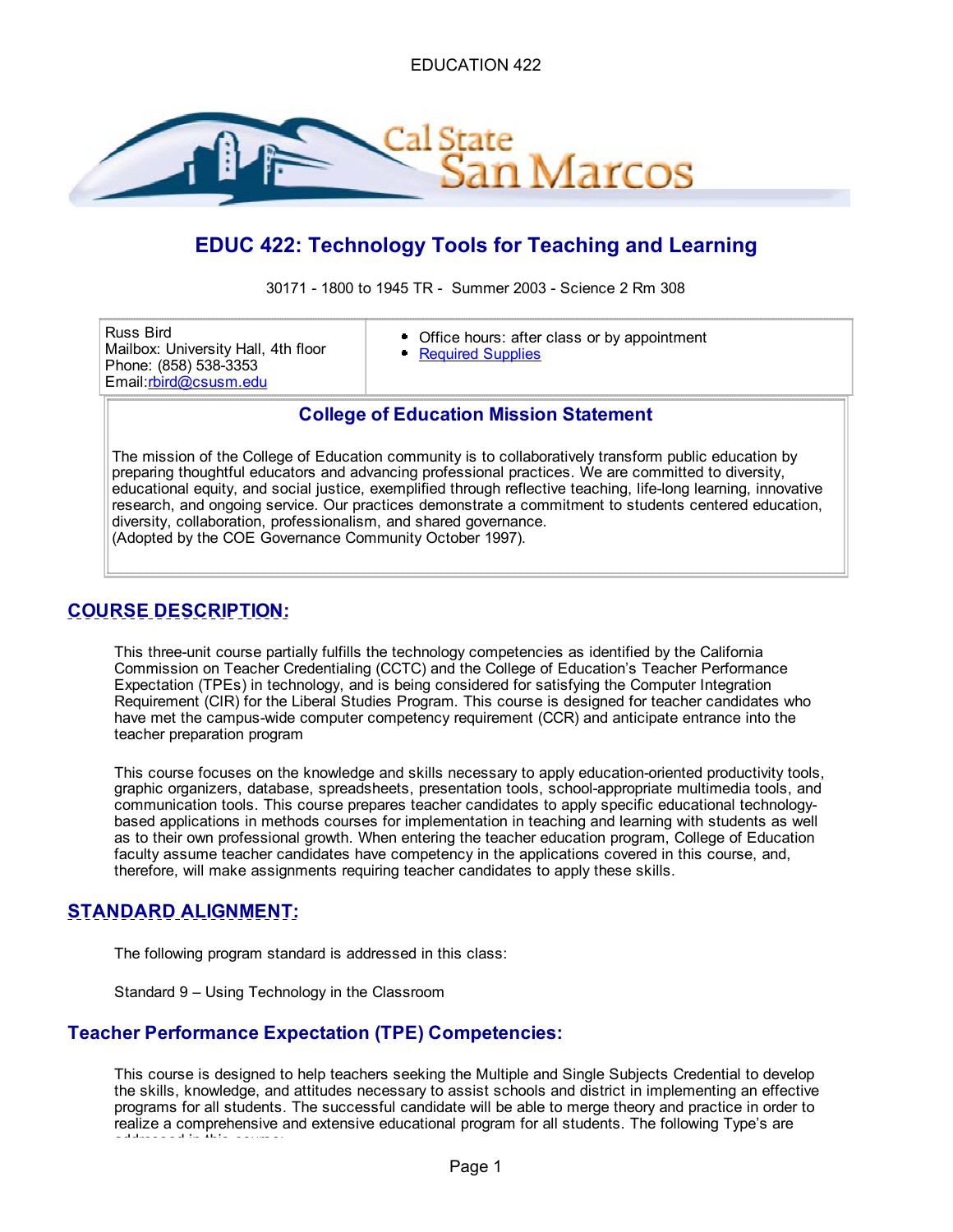EDUCATION 422

# EDUC 422: Technology Tools for Teaching and Learning

30171 - 1800 to 1945 TR - Summer 2003 - Science 2 Rm 308

| Russ Bird<br>Mailbox: University Hall, 4th floor<br>Phone: (858) 538-3353<br>Email:rbird@csusm.edu | • Office hours: after class or by appointment<br>• Required Supplies |
|---|---|

### College of Education Mission Statement

The mission of the College of Education community is to collaboratively transform public education by preparing thoughtful educators and advancing professional practices. We are committed to diversity, educational equity, and social justice, exemplified through reflective teaching, life-long learning, innovative research, and ongoing service. Our practices demonstrate a commitment to students centered education, diversity, collaboration, professionalism, and shared governance.
(Adopted by the COE Governance Community October 1997).

## COURSE DESCRIPTION:

This three-unit course partially fulfills the technology competencies as identified by the California Commission on Teacher Credentialing (CCTC) and the College of Education's Teacher Performance Expectation (TPEs) in technology, and is being considered for satisfying the Computer Integration Requirement (CIR) for the Liberal Studies Program. This course is designed for teacher candidates who have met the campus-wide computer competency requirement (CCR) and anticipate entrance into the teacher preparation program

This course focuses on the knowledge and skills necessary to apply education-oriented productivity tools, graphic organizers, database, spreadsheets, presentation tools, school-appropriate multimedia tools, and communication tools. This course prepares teacher candidates to apply specific educational technology-based applications in methods courses for implementation in teaching and learning with students as well as to their own professional growth. When entering the teacher education program, College of Education faculty assume teacher candidates have competency in the applications covered in this course, and, therefore, will make assignments requiring teacher candidates to apply these skills.

## STANDARD ALIGNMENT:

The following program standard is addressed in this class:

Standard 9 – Using Technology in the Classroom

## Teacher Performance Expectation (TPE) Competencies:

This course is designed to help teachers seeking the Multiple and Single Subjects Credential to develop the skills, knowledge, and attitudes necessary to assist schools and district in implementing an effective programs for all students. The successful candidate will be able to merge theory and practice in order to realize a comprehensive and extensive educational program for all students. The following Type's are addressed in this course: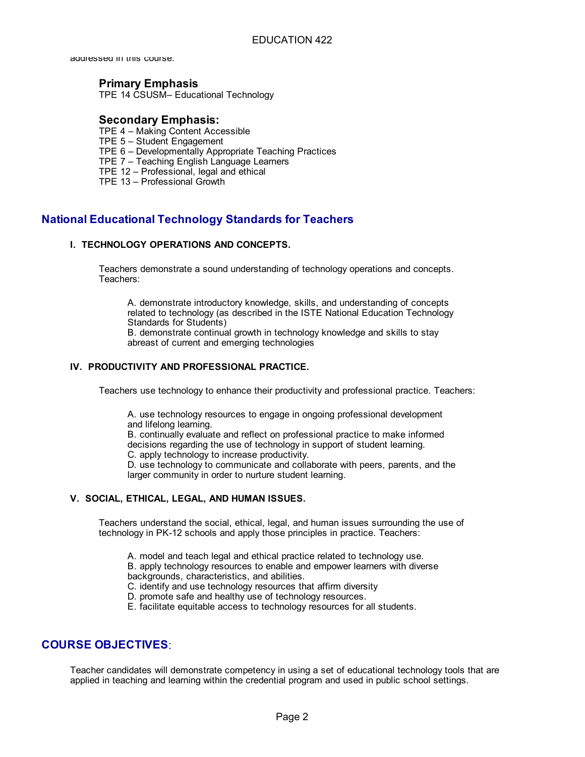addressed in this course:

### Primary Emphasis

TPE 14 CSUSM– Educational Technology

### Secondary Emphasis:

TPE 4 – Making Content Accessible
TPE 5 – Student Engagement
TPE 6 – Developmentally Appropriate Teaching Practices
TPE 7 – Teaching English Language Learners
TPE 12 – Professional, legal and ethical
TPE 13 – Professional Growth

## National Educational Technology Standards for Teachers

#### I. TECHNOLOGY OPERATIONS AND CONCEPTS.

Teachers demonstrate a sound understanding of technology operations and concepts. Teachers:

A. demonstrate introductory knowledge, skills, and understanding of concepts related to technology (as described in the ISTE National Education Technology Standards for Students)
B. demonstrate continual growth in technology knowledge and skills to stay abreast of current and emerging technologies

#### IV. PRODUCTIVITY AND PROFESSIONAL PRACTICE.

Teachers use technology to enhance their productivity and professional practice. Teachers:

A. use technology resources to engage in ongoing professional development and lifelong learning.
B. continually evaluate and reflect on professional practice to make informed decisions regarding the use of technology in support of student learning.
C. apply technology to increase productivity.
D. use technology to communicate and collaborate with peers, parents, and the larger community in order to nurture student learning.

#### V. SOCIAL, ETHICAL, LEGAL, AND HUMAN ISSUES.

Teachers understand the social, ethical, legal, and human issues surrounding the use of technology in PK-12 schools and apply those principles in practice. Teachers:

A. model and teach legal and ethical practice related to technology use.
B. apply technology resources to enable and empower learners with diverse backgrounds, characteristics, and abilities.
C. identify and use technology resources that affirm diversity
D. promote safe and healthy use of technology resources.
E. facilitate equitable access to technology resources for all students.

## COURSE OBJECTIVES:

Teacher candidates will demonstrate competency in using a set of educational technology tools that are applied in teaching and learning within the credential program and used in public school settings.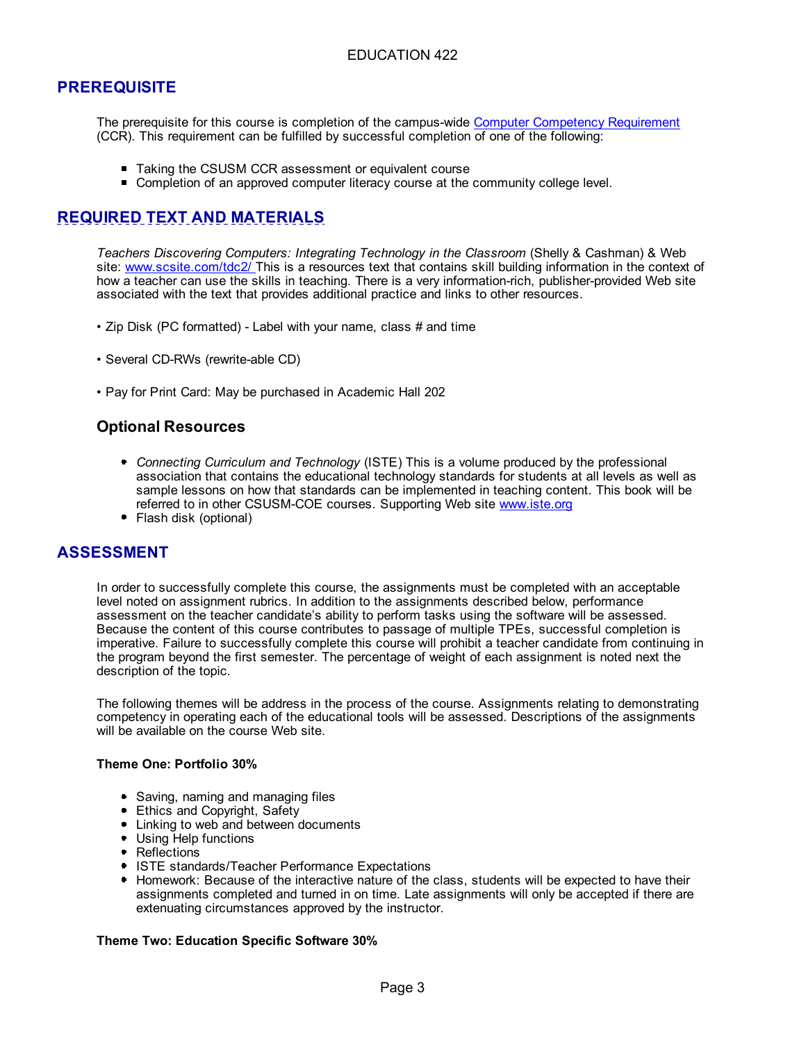## PREREQUISITE

The prerequisite for this course is completion of the campus-wide Computer Competency Requirement (CCR). This requirement can be fulfilled by successful completion of one of the following:

- Taking the CSUSM CCR assessment or equivalent course
- Completion of an approved computer literacy course at the community college level.

## REQUIRED TEXT AND MATERIALS

*Teachers Discovering Computers: Integrating Technology in the Classroom* (Shelly & Cashman) & Web site: www.scsite.com/tdc2/ This is a resources text that contains skill building information in the context of how a teacher can use the skills in teaching. There is a very information-rich, publisher-provided Web site associated with the text that provides additional practice and links to other resources.

• Zip Disk (PC formatted) - Label with your name, class # and time

• Several CD-RWs (rewrite-able CD)

• Pay for Print Card: May be purchased in Academic Hall 202

### Optional Resources

- *Connecting Curriculum and Technology* (ISTE) This is a volume produced by the professional association that contains the educational technology standards for students at all levels as well as sample lessons on how that standards can be implemented in teaching content. This book will be referred to in other CSUSM-COE courses. Supporting Web site www.iste.org
- Flash disk (optional)

## ASSESSMENT

In order to successfully complete this course, the assignments must be completed with an acceptable level noted on assignment rubrics. In addition to the assignments described below, performance assessment on the teacher candidate's ability to perform tasks using the software will be assessed. Because the content of this course contributes to passage of multiple TPEs, successful completion is imperative. Failure to successfully complete this course will prohibit a teacher candidate from continuing in the program beyond the first semester. The percentage of weight of each assignment is noted next the description of the topic.

The following themes will be address in the process of the course. Assignments relating to demonstrating competency in operating each of the educational tools will be assessed. Descriptions of the assignments will be available on the course Web site.

**Theme One: Portfolio 30%**

- Saving, naming and managing files
- Ethics and Copyright, Safety
- Linking to web and between documents
- Using Help functions
- Reflections
- ISTE standards/Teacher Performance Expectations
- Homework: Because of the interactive nature of the class, students will be expected to have their assignments completed and turned in on time. Late assignments will only be accepted if there are extenuating circumstances approved by the instructor.

**Theme Two: Education Specific Software 30%**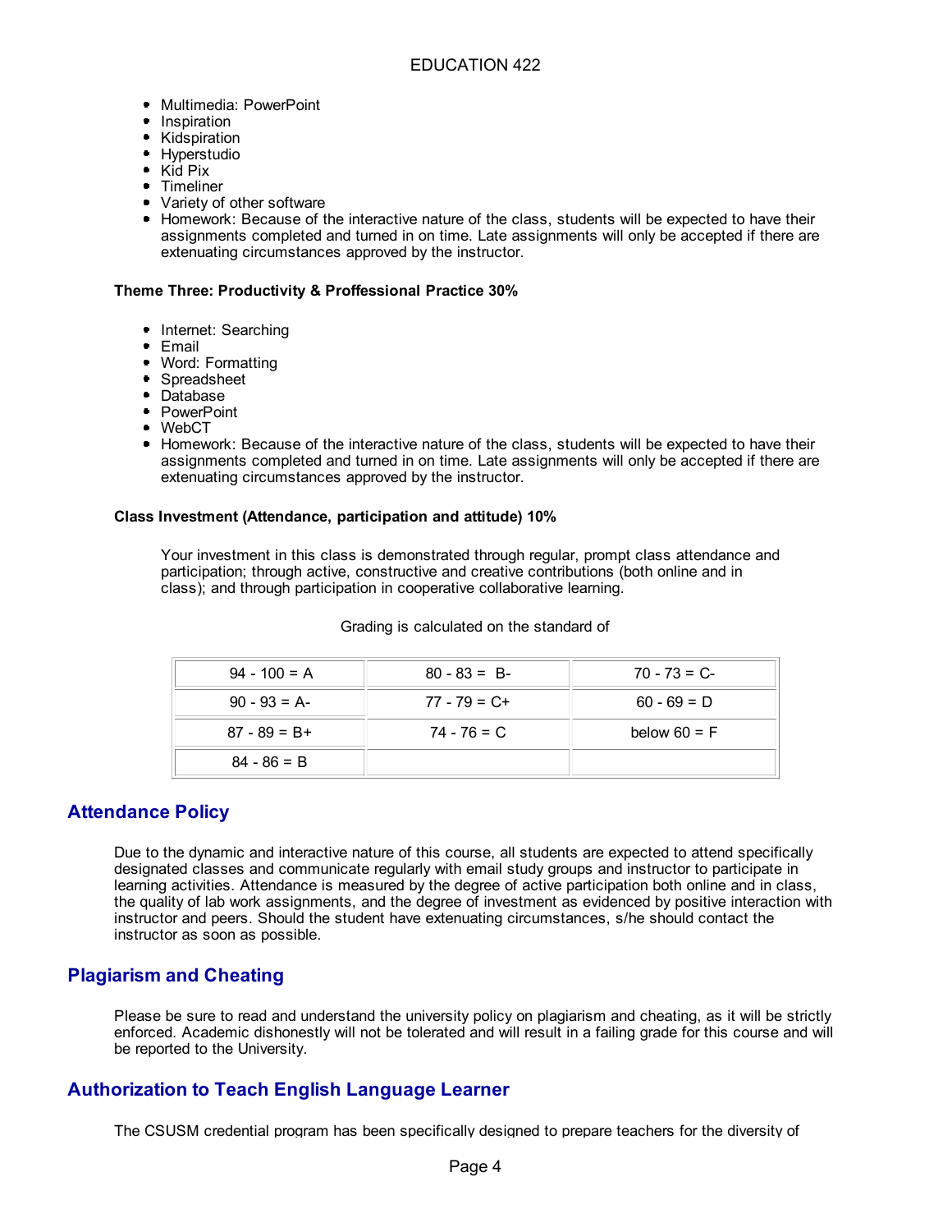- Multimedia: PowerPoint
- Inspiration
- Kidspiration
- Hyperstudio
- Kid Pix
- Timeliner
- Variety of other software
- Homework: Because of the interactive nature of the class, students will be expected to have their assignments completed and turned in on time. Late assignments will only be accepted if there are extenuating circumstances approved by the instructor.

**Theme Three: Productivity & Proffessional Practice 30%**

- Internet: Searching
- Email
- Word: Formatting
- Spreadsheet
- Database
- PowerPoint
- WebCT
- Homework: Because of the interactive nature of the class, students will be expected to have their assignments completed and turned in on time. Late assignments will only be accepted if there are extenuating circumstances approved by the instructor.

**Class Investment (Attendance, participation and attitude) 10%**

Your investment in this class is demonstrated through regular, prompt class attendance and participation; through active, constructive and creative contributions (both online and in class); and through participation in cooperative collaborative learning.

Grading is calculated on the standard of

| | | |
|---|---|---|
| 94 - 100 = A | 80 - 83 = B- | 70 - 73 = C- |
| 90 - 93 = A- | 77 - 79 = C+ | 60 - 69 = D |
| 87 - 89 = B+ | 74 - 76 = C | below 60 = F |
| 84 - 86 = B | | |

## Attendance Policy

Due to the dynamic and interactive nature of this course, all students are expected to attend specifically designated classes and communicate regularly with email study groups and instructor to participate in learning activities. Attendance is measured by the degree of active participation both online and in class, the quality of lab work assignments, and the degree of investment as evidenced by positive interaction with instructor and peers. Should the student have extenuating circumstances, s/he should contact the instructor as soon as possible.

## Plagiarism and Cheating

Please be sure to read and understand the university policy on plagiarism and cheating, as it will be strictly enforced. Academic dishonestly will not be tolerated and will result in a failing grade for this course and will be reported to the University.

## Authorization to Teach English Language Learner

The CSUSM credential program has been specifically designed to prepare teachers for the diversity of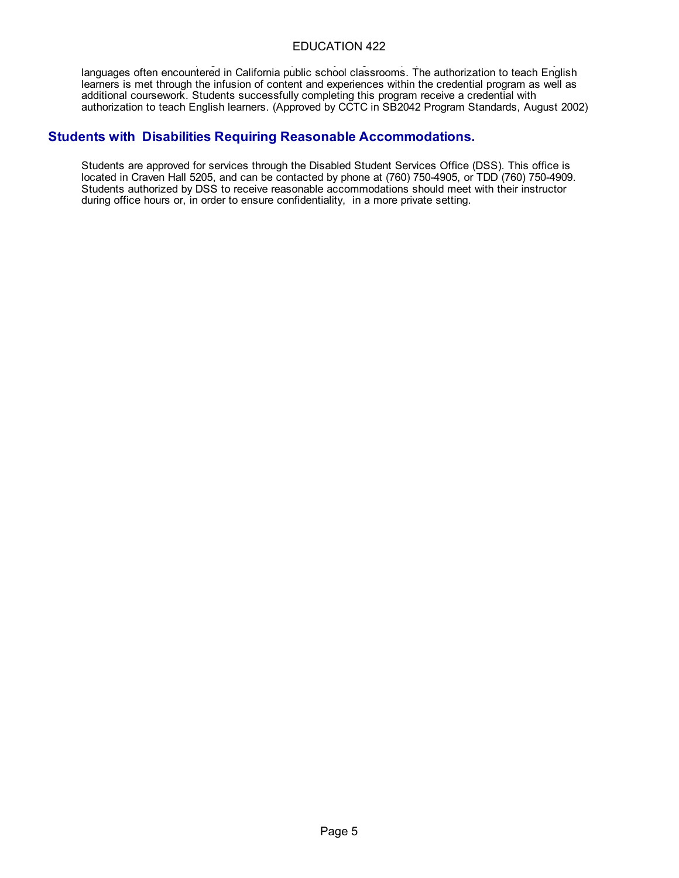languages often encountered in California public school classrooms. The authorization to teach English learners is met through the infusion of content and experiences within the credential program as well as additional coursework. Students successfully completing this program receive a credential with authorization to teach English learners. (Approved by CCTC in SB2042 Program Standards, August 2002)

## Students with Disabilities Requiring Reasonable Accommodations.

Students are approved for services through the Disabled Student Services Office (DSS). This office is located in Craven Hall 5205, and can be contacted by phone at (760) 750-4905, or TDD (760) 750-4909. Students authorized by DSS to receive reasonable accommodations should meet with their instructor during office hours or, in order to ensure confidentiality, in a more private setting.